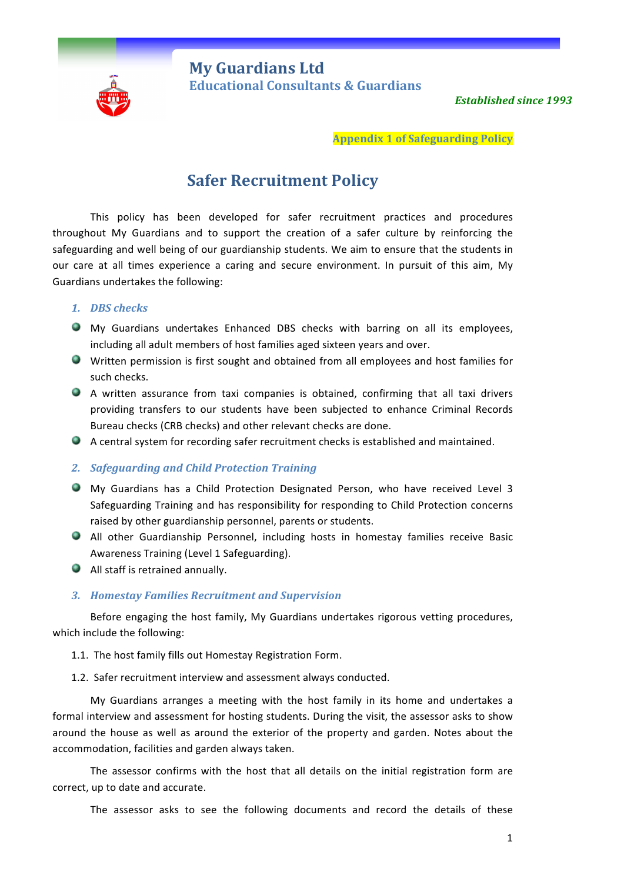# My Guardians Ltd

## Educational Consultants & Guardians

*Established since 1993*

**Appendix 1 of Safeguarding Policy**

# Safer Recruitment Policy

This policy has been developed for safer recruitment practices and procedures throughout My Guardians and to support the creation of a safer culture by reinforcing the safeguarding and well being of our guardianship students. We aim to ensure that the students in our care at all times experience a caring and secure environment. In pursuit of this aim, My Guardians undertakes the following:

### 1. *DBS checks*

- My Guardians undertakes Enhanced DBS checks with barring on all its employees, including all adult members of host families aged sixteen years and over.
- Written permission is first sought and obtained from all employees and host families for such checks.
- A written assurance from taxi companies is obtained, confirming that all taxi drivers providing transfers to our students have been subjected to enhance Criminal Records Bureau checks (CRB checks) and other relevant checks are done.
- A central system for recording safer recruitment checks is established and maintained.

### 2. *Safeguarding and Child Protection Training*

- My Guardians has a Child Protection Designated Person, who have received Level 3 Safeguarding Training and has responsibility for responding to Child Protection concerns raised by other guardianship personnel, parents or students.
- All other Guardianship Personnel, including hosts in homestay families receive Basic Awareness Training (Level 1 Safeguarding).
- All staff is retrained annually.

### 3. *Homestay Families Recruitment and Supervision*

Before engaging the host family, My Guardians undertakes rigorous vetting procedures, which include the following:

1.1. The host family fills out Homestay Registration Form.

1.2. Safer recruitment interview and assessment always conducted.

My Guardians arranges a meeting with the host family in its home and undertakes a formal interview and assessment for hosting students. During the visit, the assessor asks to show around the house as well as around the exterior of the property and garden. Notes about the accommodation, facilities and garden always taken.

The assessor confirms with the host that all details on the initial registration form are correct, up to date and accurate.

The assessor asks to see the following documents and record the details of these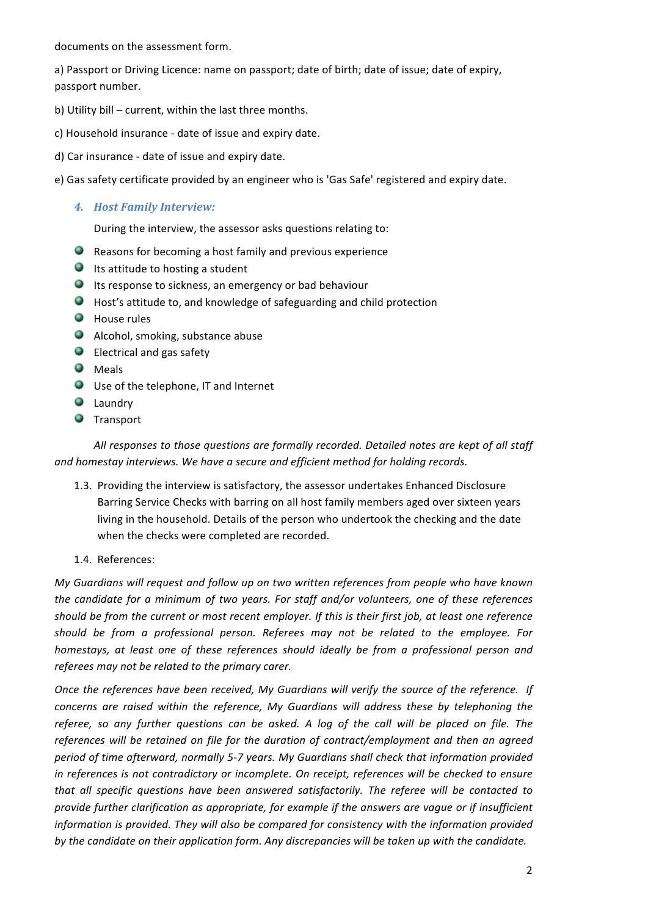documents on the assessment form.

a) Passport or Driving Licence: name on passport; date of birth; date of issue; date of expiry, passport number.

b) Utility bill – current, within the last three months.

c) Household insurance - date of issue and expiry date.

d) Car insurance - date of issue and expiry date.

e) Gas safety certificate provided by an engineer who is 'Gas Safe' registered and expiry date.

### 4. *Host Family Interview:*

During the interview, the assessor asks questions relating to:

- Reasons for becoming a host family and previous experience
- Its attitude to hosting a student
- Its response to sickness, an emergency or bad behaviour
- Host's attitude to, and knowledge of safeguarding and child protection
- House rules
- Alcohol, smoking, substance abuse
- Electrical and gas safety
- Meals
- Use of the telephone, IT and Internet
- Laundry
- Transport

*All responses to those questions are formally recorded. Detailed notes are kept of all staff and homestay interviews. We have a secure and efficient method for holding records.*

1.3. Providing the interview is satisfactory, the assessor undertakes Enhanced Disclosure Barring Service Checks with barring on all host family members aged over sixteen years living in the household. Details of the person who undertook the checking and the date when the checks were completed are recorded.

1.4. References:

*My Guardians will request and follow up on two written references from people who have known the candidate for a minimum of two years. For staff and/or volunteers, one of these references should be from the current or most recent employer. If this is their first job, at least one reference should be from a professional person. Referees may not be related to the employee. For homestays, at least one of these references should ideally be from a professional person and referees may not be related to the primary carer.*

*Once the references have been received, My Guardians will verify the source of the reference. If concerns are raised within the reference, My Guardians will address these by telephoning the referee, so any further questions can be asked. A log of the call will be placed on file. The references will be retained on file for the duration of contract/employment and then an agreed period of time afterward, normally 5-7 years. My Guardians shall check that information provided in references is not contradictory or incomplete. On receipt, references will be checked to ensure that all specific questions have been answered satisfactorily. The referee will be contacted to provide further clarification as appropriate, for example if the answers are vague or if insufficient information is provided. They will also be compared for consistency with the information provided by the candidate on their application form. Any discrepancies will be taken up with the candidate.*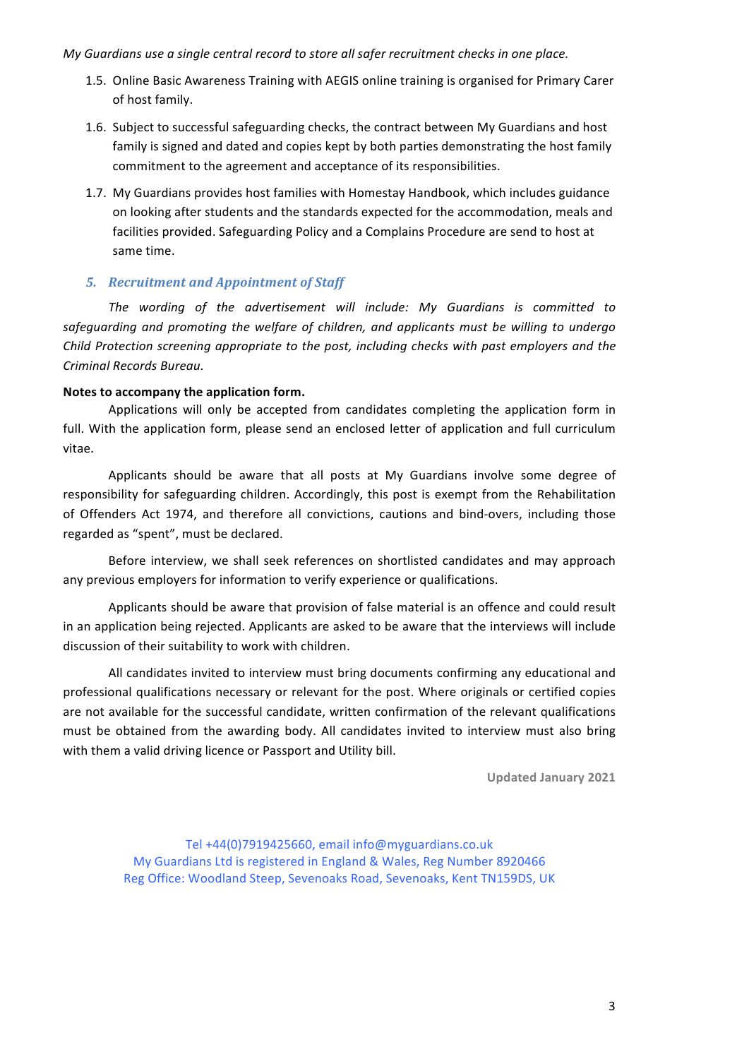*My Guardians use a single central record to store all safer recruitment checks in one place.*

1.5. Online Basic Awareness Training with AEGIS online training is organised for Primary Carer of host family.

1.6. Subject to successful safeguarding checks, the contract between My Guardians and host family is signed and dated and copies kept by both parties demonstrating the host family commitment to the agreement and acceptance of its responsibilities.

1.7. My Guardians provides host families with Homestay Handbook, which includes guidance on looking after students and the standards expected for the accommodation, meals and facilities provided. Safeguarding Policy and a Complains Procedure are send to host at same time.

## *5. Recruitment and Appointment of Staff*

*The wording of the advertisement will include: My Guardians is committed to safeguarding and promoting the welfare of children, and applicants must be willing to undergo Child Protection screening appropriate to the post, including checks with past employers and the Criminal Records Bureau.*

**Notes to accompany the application form.**

Applications will only be accepted from candidates completing the application form in full. With the application form, please send an enclosed letter of application and full curriculum vitae.

Applicants should be aware that all posts at My Guardians involve some degree of responsibility for safeguarding children. Accordingly, this post is exempt from the Rehabilitation of Offenders Act 1974, and therefore all convictions, cautions and bind-overs, including those regarded as "spent", must be declared.

Before interview, we shall seek references on shortlisted candidates and may approach any previous employers for information to verify experience or qualifications.

Applicants should be aware that provision of false material is an offence and could result in an application being rejected. Applicants are asked to be aware that the interviews will include discussion of their suitability to work with children.

All candidates invited to interview must bring documents confirming any educational and professional qualifications necessary or relevant for the post. Where originals or certified copies are not available for the successful candidate, written confirmation of the relevant qualifications must be obtained from the awarding body. All candidates invited to interview must also bring with them a valid driving licence or Passport and Utility bill.

**Updated January 2021**

Tel +44(0)7919425660, email info@myguardians.co.uk
My Guardians Ltd is registered in England & Wales, Reg Number 8920466
Reg Office: Woodland Steep, Sevenoaks Road, Sevenoaks, Kent TN159DS, UK